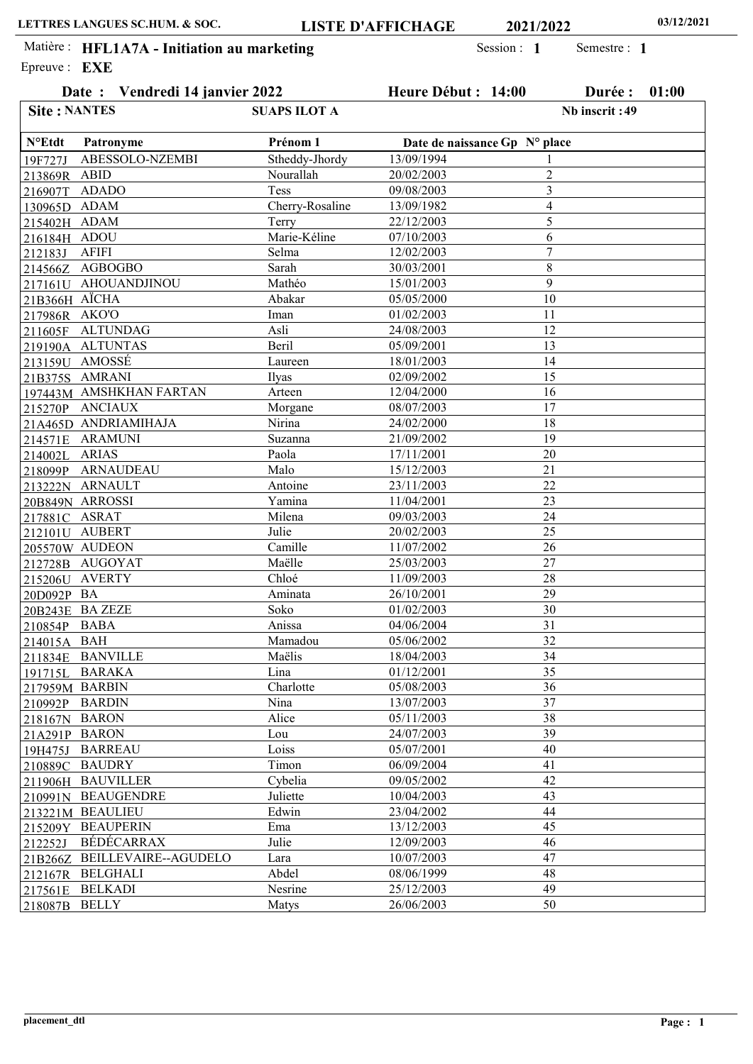LETTRES LANGUES SC.HUM. & SOC. — **LISTE D'AFFICHAGE** — **2021/2022** — 03/12/2021

Matière : **HFL1A7A - Initiation au marketing** — Session : **1** — Semestre : **1**

Epreuve : **EXE**

**Date : Vendredi 14 janvier 2022** — **Heure Début : 14:00** — **Durée : 01:00**

**Site : NANTES** — **SUAPS ILOT A** — **Nb inscrit : 49**

| N°Etdt | Patronyme | Prénom 1 | Date de naissance | Gp | N° place |
|---|---|---|---|---|---|
| 19F727J | ABESSOLO-NZEMBI | Stheddy-Jhordy | 13/09/1994 | | 1 |
| 213869R | ABID | Nourallah | 20/02/2003 | | 2 |
| 216907T | ADADO | Tess | 09/08/2003 | | 3 |
| 130965D | ADAM | Cherry-Rosaline | 13/09/1982 | | 4 |
| 215402H | ADAM | Terry | 22/12/2003 | | 5 |
| 216184H | ADOU | Marie-Kéline | 07/10/2003 | | 6 |
| 212183J | AFIFI | Selma | 12/02/2003 | | 7 |
| 214566Z | AGBOGBO | Sarah | 30/03/2001 | | 8 |
| 217161U | AHOUANDJINOU | Mathéo | 15/01/2003 | | 9 |
| 21B366H | AÏCHA | Abakar | 05/05/2000 | | 10 |
| 217986R | AKO'O | Iman | 01/02/2003 | | 11 |
| 211605F | ALTUNDAG | Asli | 24/08/2003 | | 12 |
| 219190A | ALTUNTAS | Beril | 05/09/2001 | | 13 |
| 213159U | AMOSSÉ | Laureen | 18/01/2003 | | 14 |
| 21B375S | AMRANI | Ilyas | 02/09/2002 | | 15 |
| 197443M | AMSHKHAN FARTAN | Arteen | 12/04/2000 | | 16 |
| 215270P | ANCIAUX | Morgane | 08/07/2003 | | 17 |
| 21A465D | ANDRIAMIHAJA | Nirina | 24/02/2000 | | 18 |
| 214571E | ARAMUNI | Suzanna | 21/09/2002 | | 19 |
| 214002L | ARIAS | Paola | 17/11/2001 | | 20 |
| 218099P | ARNAUDEAU | Malo | 15/12/2003 | | 21 |
| 213222N | ARNAULT | Antoine | 23/11/2003 | | 22 |
| 20B849N | ARROSSI | Yamina | 11/04/2001 | | 23 |
| 217881C | ASRAT | Milena | 09/03/2003 | | 24 |
| 212101U | AUBERT | Julie | 20/02/2003 | | 25 |
| 205570W | AUDEON | Camille | 11/07/2002 | | 26 |
| 212728B | AUGOYAT | Maëlle | 25/03/2003 | | 27 |
| 215206U | AVERTY | Chloé | 11/09/2003 | | 28 |
| 20D092P | BA | Aminata | 26/10/2001 | | 29 |
| 20B243E | BA ZEZE | Soko | 01/02/2003 | | 30 |
| 210854P | BABA | Anissa | 04/06/2004 | | 31 |
| 214015A | BAH | Mamadou | 05/06/2002 | | 32 |
| 211834E | BANVILLE | Maëlis | 18/04/2003 | | 34 |
| 191715L | BARAKA | Lina | 01/12/2001 | | 35 |
| 217959M | BARBIN | Charlotte | 05/08/2003 | | 36 |
| 210992P | BARDIN | Nina | 13/07/2003 | | 37 |
| 218167N | BARON | Alice | 05/11/2003 | | 38 |
| 21A291P | BARON | Lou | 24/07/2003 | | 39 |
| 19H475J | BARREAU | Loiss | 05/07/2001 | | 40 |
| 210889C | BAUDRY | Timon | 06/09/2004 | | 41 |
| 211906H | BAUVILLER | Cybelia | 09/05/2002 | | 42 |
| 210991N | BEAUGENDRE | Juliette | 10/04/2003 | | 43 |
| 213221M | BEAULIEU | Edwin | 23/04/2002 | | 44 |
| 215209Y | BEAUPERIN | Ema | 13/12/2003 | | 45 |
| 212252J | BÉDÉCARRAX | Julie | 12/09/2003 | | 46 |
| 21B266Z | BEILLEVAIRE--AGUDELO | Lara | 10/07/2003 | | 47 |
| 212167R | BELGHALI | Abdel | 08/06/1999 | | 48 |
| 217561E | BELKADI | Nesrine | 25/12/2003 | | 49 |
| 218087B | BELLY | Matys | 26/06/2003 | | 50 |

placement_dtl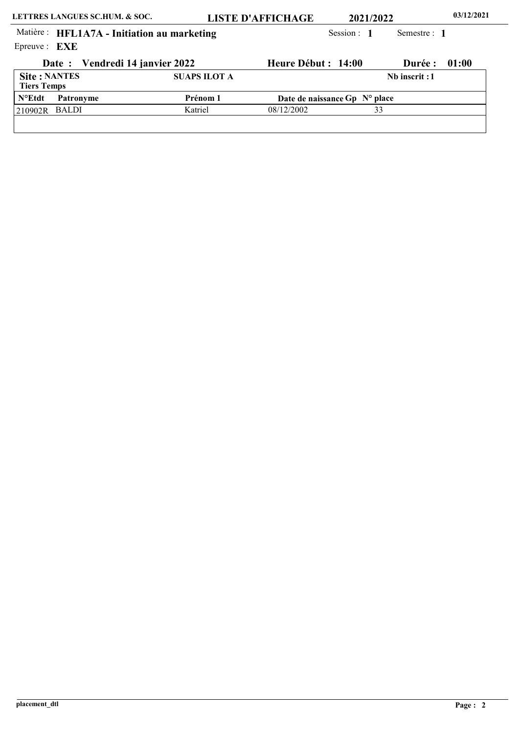LETTRES LANGUES SC.HUM. & SOC. **LISTE D'AFFICHAGE** **2021/2022** **03/12/2021**

Matière : **HFL1A7A - Initiation au marketing** Session : **1** Semestre : **1**

Epreuve : **EXE**

**Date : Vendredi 14 janvier 2022** **Heure Début : 14:00** **Durée : 01:00**

**Site : NANTES** **SUAPS ILOT A** **Nb inscrit : 1**

**Tiers Temps**

| N°Etdt | Patronyme | Prénom 1 | Date de naissance | Gp | N° place |
|---|---|---|---|---|---|
| 210902R | BALDI | Katriel | 08/12/2002 | | 33 |

placement_dtl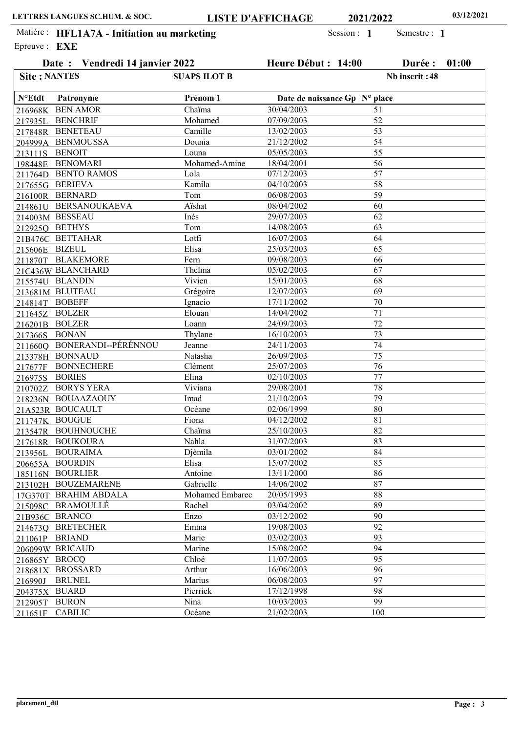LETTRES LANGUES SC.HUM. & SOC. **LISTE D'AFFICHAGE** **2021/2022** **03/12/2021**

Matière : **HFL1A7A - Initiation au marketing** Session : **1** Semestre : **1**

Epreuve : **EXE**

**Date : Vendredi 14 janvier 2022** **Heure Début : 14:00** **Durée : 01:00**

**Site : NANTES** **SUAPS ILOT B** **Nb inscrit : 48**

| N°Etdt | Patronyme | Prénom 1 | Date de naissance | Gp | N° place |
|---|---|---|---|---|---|
| 216968K | BEN AMOR | Chaïma | 30/04/2003 | | 51 |
| 217935L | BENCHRIF | Mohamed | 07/09/2003 | | 52 |
| 217848R | BENETEAU | Camille | 13/02/2003 | | 53 |
| 204999A | BENMOUSSA | Dounia | 21/12/2002 | | 54 |
| 213111S | BENOIT | Louna | 05/05/2003 | | 55 |
| 198448E | BENOMARI | Mohamed-Amine | 18/04/2001 | | 56 |
| 211764D | BENTO RAMOS | Lola | 07/12/2003 | | 57 |
| 217655G | BERIEVA | Kamila | 04/10/2003 | | 58 |
| 216100R | BERNARD | Tom | 06/08/2003 | | 59 |
| 214861U | BERSANOUKAEVA | Aïshat | 08/04/2002 | | 60 |
| 214003M | BESSEAU | Inès | 29/07/2003 | | 62 |
| 212925Q | BETHYS | Tom | 14/08/2003 | | 63 |
| 21B476C | BETTAHAR | Lotfi | 16/07/2003 | | 64 |
| 215606E | BIZEUL | Elisa | 25/03/2003 | | 65 |
| 211870T | BLAKEMORE | Fern | 09/08/2003 | | 66 |
| 21C436W | BLANCHARD | Thelma | 05/02/2003 | | 67 |
| 215574U | BLANDIN | Vivien | 15/01/2003 | | 68 |
| 213681M | BLUTEAU | Grégoire | 12/07/2003 | | 69 |
| 214814T | BOBEFF | Ignacio | 17/11/2002 | | 70 |
| 211645Z | BOLZER | Elouan | 14/04/2002 | | 71 |
| 216201B | BOLZER | Loann | 24/09/2003 | | 72 |
| 217366S | BONAN | Thylane | 16/10/2003 | | 73 |
| 211660Q | BONERANDI--PÉRÉNNOU | Jeanne | 24/11/2003 | | 74 |
| 213378H | BONNAUD | Natasha | 26/09/2003 | | 75 |
| 217677F | BONNECHERE | Clément | 25/07/2003 | | 76 |
| 216975S | BORIES | Elina | 02/10/2003 | | 77 |
| 210702Z | BORYS YERA | Viviana | 29/08/2001 | | 78 |
| 218236N | BOUAAZAOUY | Imad | 21/10/2003 | | 79 |
| 21A523R | BOUCAULT | Océane | 02/06/1999 | | 80 |
| 211747K | BOUGUE | Fiona | 04/12/2002 | | 81 |
| 213547R | BOUHNOUCHE | Chaïma | 25/10/2003 | | 82 |
| 217618R | BOUKOURA | Nahla | 31/07/2003 | | 83 |
| 213956L | BOURAIMA | Djèmila | 03/01/2002 | | 84 |
| 206655A | BOURDIN | Elisa | 15/07/2002 | | 85 |
| 185116N | BOURLIER | Antoine | 13/11/2000 | | 86 |
| 213102H | BOUZEMARENE | Gabrielle | 14/06/2002 | | 87 |
| 17G370T | BRAHIM ABDALA | Mohamed Embarec | 20/05/1993 | | 88 |
| 215098C | BRAMOULLÉ | Rachel | 03/04/2002 | | 89 |
| 21B936C | BRANCO | Enzo | 03/12/2002 | | 90 |
| 214673Q | BRETECHER | Emma | 19/08/2003 | | 92 |
| 211061P | BRIAND | Marie | 03/02/2003 | | 93 |
| 206099W | BRICAUD | Marine | 15/08/2002 | | 94 |
| 216865Y | BROCQ | Chloé | 11/07/2003 | | 95 |
| 218681X | BROSSARD | Arthur | 16/06/2003 | | 96 |
| 216990J | BRUNEL | Marius | 06/08/2003 | | 97 |
| 204375X | BUARD | Pierrick | 17/12/1998 | | 98 |
| 212905T | BURON | Nina | 10/03/2003 | | 99 |
| 211651F | CABILIC | Océane | 21/02/2003 | | 100 |

placement_dtl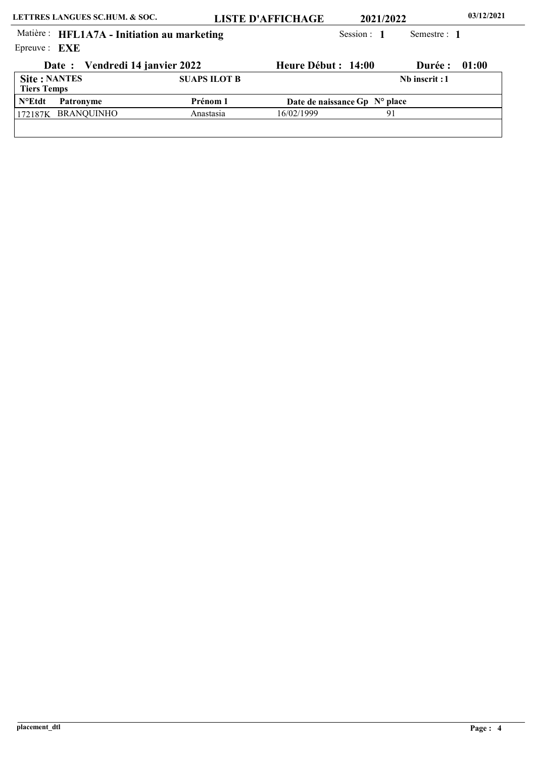LETTRES LANGUES SC.HUM. & SOC. **LISTE D'AFFICHAGE** **2021/2022** **03/12/2021**

Matière : **HFL1A7A - Initiation au marketing** Session : **1** Semestre : **1**

Epreuve : **EXE**

**Date : Vendredi 14 janvier 2022** **Heure Début : 14:00** **Durée : 01:00**

**Site : NANTES** **SUAPS ILOT B** **Nb inscrit : 1**

**Tiers Temps**

| N°Etdt | Patronyme | Prénom 1 | Date de naissance | Gp | N° place |
|---|---|---|---|---|---|
| 172187K | BRANQUINHO | Anastasia | 16/02/1999 | | 91 |

placement_dtl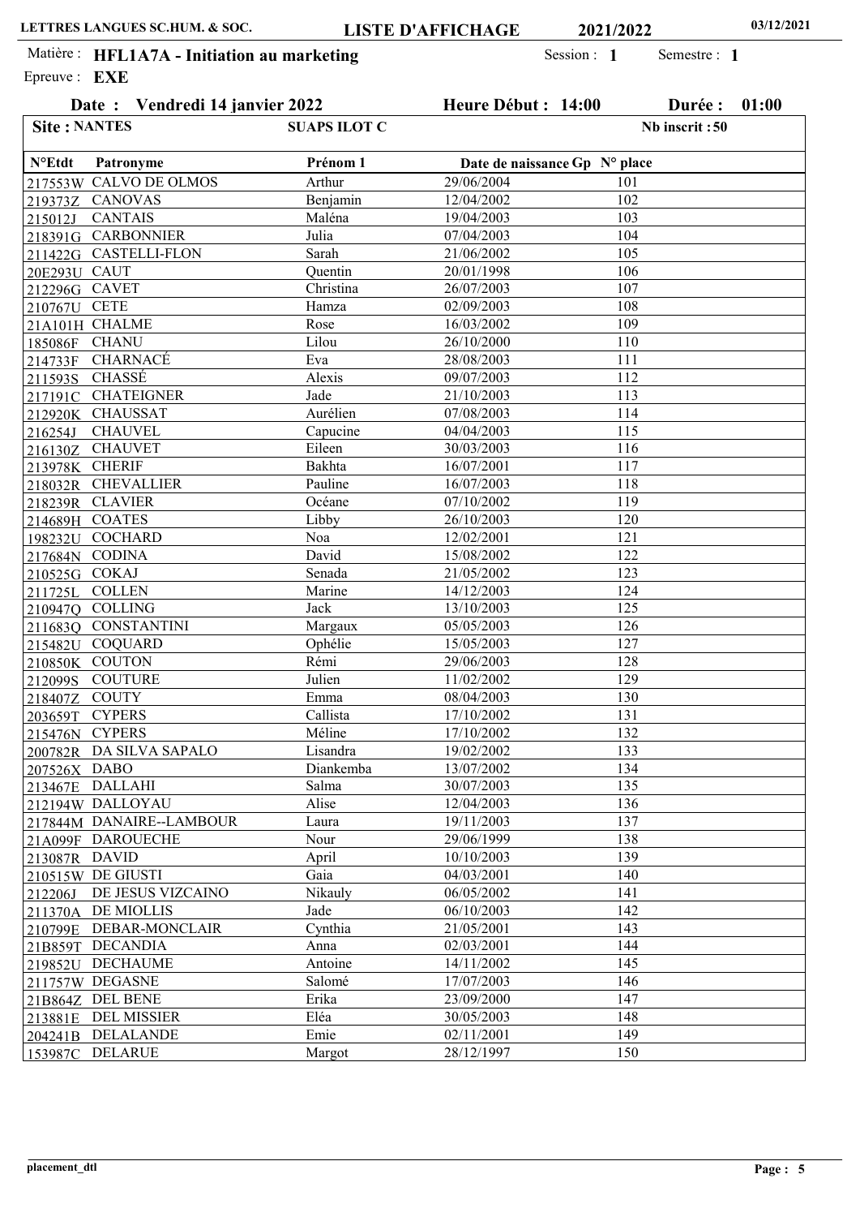LETTRES LANGUES SC.HUM. & SOC. **LISTE D'AFFICHAGE** **2021/2022** **03/12/2021**

Matière : **HFL1A7A - Initiation au marketing** Session : **1** Semestre : **1**

Epreuve : **EXE**

**Date : Vendredi 14 janvier 2022** **Heure Début : 14:00** **Durée : 01:00**

**Site : NANTES** **SUAPS ILOT C** **Nb inscrit : 50**

| N°Etdt | Patronyme | Prénom 1 | Date de naissance | Gp | N° place |
|---|---|---|---|---|---|
| 217553W | CALVO DE OLMOS | Arthur | 29/06/2004 | | 101 |
| 219373Z | CANOVAS | Benjamin | 12/04/2002 | | 102 |
| 215012J | CANTAIS | Maléna | 19/04/2003 | | 103 |
| 218391G | CARBONNIER | Julia | 07/04/2003 | | 104 |
| 211422G | CASTELLI-FLON | Sarah | 21/06/2002 | | 105 |
| 20E293U | CAUT | Quentin | 20/01/1998 | | 106 |
| 212296G | CAVET | Christina | 26/07/2003 | | 107 |
| 210767U | CETE | Hamza | 02/09/2003 | | 108 |
| 21A101H | CHALME | Rose | 16/03/2002 | | 109 |
| 185086F | CHANU | Lilou | 26/10/2000 | | 110 |
| 214733F | CHARNACÉ | Eva | 28/08/2003 | | 111 |
| 211593S | CHASSÉ | Alexis | 09/07/2003 | | 112 |
| 217191C | CHATEIGNER | Jade | 21/10/2003 | | 113 |
| 212920K | CHAUSSAT | Aurélien | 07/08/2003 | | 114 |
| 216254J | CHAUVEL | Capucine | 04/04/2003 | | 115 |
| 216130Z | CHAUVET | Eileen | 30/03/2003 | | 116 |
| 213978K | CHERIF | Bakhta | 16/07/2001 | | 117 |
| 218032R | CHEVALLIER | Pauline | 16/07/2003 | | 118 |
| 218239R | CLAVIER | Océane | 07/10/2002 | | 119 |
| 214689H | COATES | Libby | 26/10/2003 | | 120 |
| 198232U | COCHARD | Noa | 12/02/2001 | | 121 |
| 217684N | CODINA | David | 15/08/2002 | | 122 |
| 210525G | COKAJ | Senada | 21/05/2002 | | 123 |
| 211725L | COLLEN | Marine | 14/12/2003 | | 124 |
| 210947Q | COLLING | Jack | 13/10/2003 | | 125 |
| 211683Q | CONSTANTINI | Margaux | 05/05/2003 | | 126 |
| 215482U | COQUARD | Ophélie | 15/05/2003 | | 127 |
| 210850K | COUTON | Rémi | 29/06/2003 | | 128 |
| 212099S | COUTURE | Julien | 11/02/2002 | | 129 |
| 218407Z | COUTY | Emma | 08/04/2003 | | 130 |
| 203659T | CYPERS | Callista | 17/10/2002 | | 131 |
| 215476N | CYPERS | Méline | 17/10/2002 | | 132 |
| 200782R | DA SILVA SAPALO | Lisandra | 19/02/2002 | | 133 |
| 207526X | DABO | Diankemba | 13/07/2002 | | 134 |
| 213467E | DALLAHI | Salma | 30/07/2003 | | 135 |
| 212194W | DALLOYAU | Alise | 12/04/2003 | | 136 |
| 217844M | DANAIRE--LAMBOUR | Laura | 19/11/2003 | | 137 |
| 21A099F | DAROUECHE | Nour | 29/06/1999 | | 138 |
| 213087R | DAVID | April | 10/10/2003 | | 139 |
| 210515W | DE GIUSTI | Gaia | 04/03/2001 | | 140 |
| 212206J | DE JESUS VIZCAINO | Nikauly | 06/05/2002 | | 141 |
| 211370A | DE MIOLLIS | Jade | 06/10/2003 | | 142 |
| 210799E | DEBAR-MONCLAIR | Cynthia | 21/05/2001 | | 143 |
| 21B859T | DECANDIA | Anna | 02/03/2001 | | 144 |
| 219852U | DECHAUME | Antoine | 14/11/2002 | | 145 |
| 211757W | DEGASNE | Salomé | 17/07/2003 | | 146 |
| 21B864Z | DEL BENE | Erika | 23/09/2000 | | 147 |
| 213881E | DEL MISSIER | Eléa | 30/05/2003 | | 148 |
| 204241B | DELALANDE | Emie | 02/11/2001 | | 149 |
| 153987C | DELARUE | Margot | 28/12/1997 | | 150 |

placement_dtl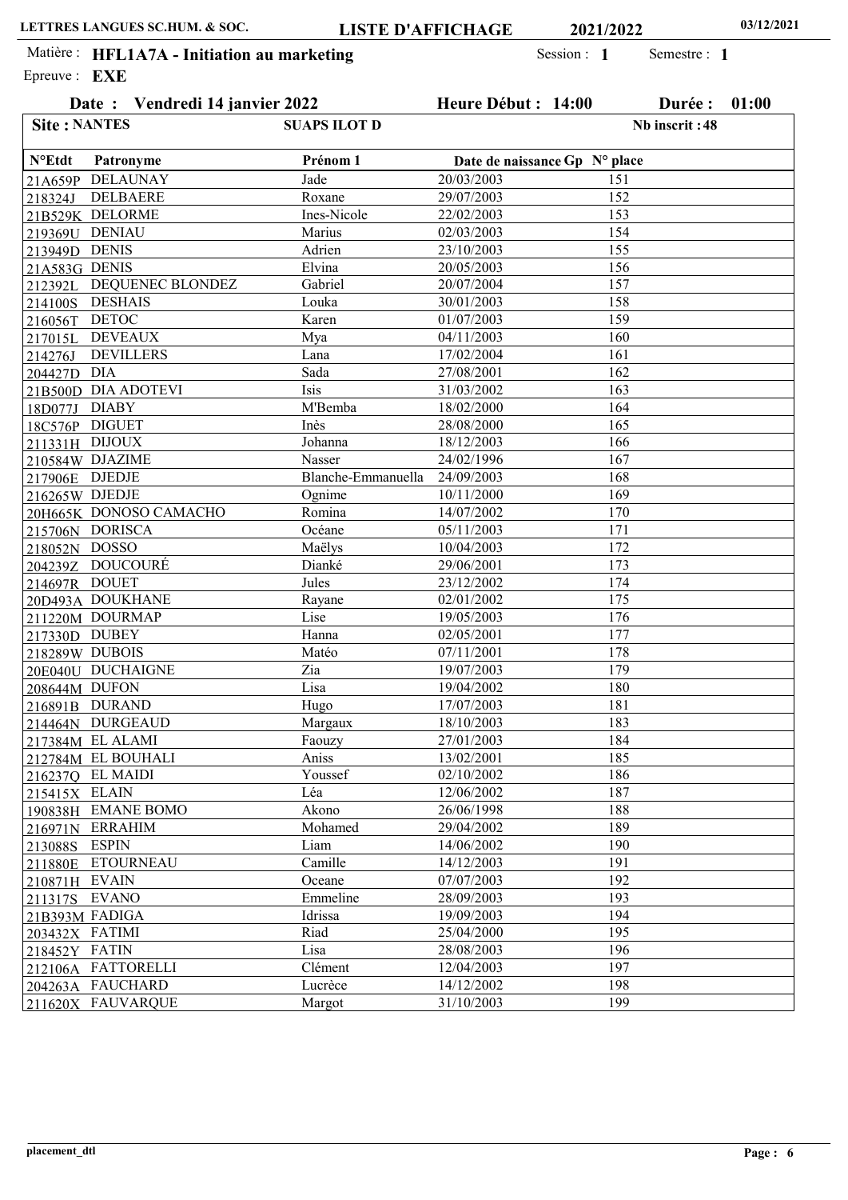LETTRES LANGUES SC.HUM. & SOC. — **LISTE D'AFFICHAGE** — 2021/2022 — 03/12/2021

Matière : **HFL1A7A - Initiation au marketing** Session : **1** Semestre : **1**

Epreuve : **EXE**

**Date : Vendredi 14 janvier 2022** **Heure Début : 14:00** **Durée : 01:00**

**Site : NANTES** **SUAPS ILOT D** **Nb inscrit : 48**

| N°Etdt | Patronyme | Prénom 1 | Date de naissance | Gp | N° place |
|---|---|---|---|---|---|
| 21A659P | DELAUNAY | Jade | 20/03/2003 | | 151 |
| 218324J | DELBAERE | Roxane | 29/07/2003 | | 152 |
| 21B529K | DELORME | Ines-Nicole | 22/02/2003 | | 153 |
| 219369U | DENIAU | Marius | 02/03/2003 | | 154 |
| 213949D | DENIS | Adrien | 23/10/2003 | | 155 |
| 21A583G | DENIS | Elvina | 20/05/2003 | | 156 |
| 212392L | DEQUENEC BLONDEZ | Gabriel | 20/07/2004 | | 157 |
| 214100S | DESHAIS | Louka | 30/01/2003 | | 158 |
| 216056T | DETOC | Karen | 01/07/2003 | | 159 |
| 217015L | DEVEAUX | Mya | 04/11/2003 | | 160 |
| 214276J | DEVILLERS | Lana | 17/02/2004 | | 161 |
| 204427D | DIA | Sada | 27/08/2001 | | 162 |
| 21B500D | DIA ADOTEVI | Isis | 31/03/2002 | | 163 |
| 18D077J | DIABY | M'Bemba | 18/02/2000 | | 164 |
| 18C576P | DIGUET | Inès | 28/08/2000 | | 165 |
| 211331H | DIJOUX | Johanna | 18/12/2003 | | 166 |
| 210584W | DJAZIME | Nasser | 24/02/1996 | | 167 |
| 217906E | DJEDJE | Blanche-Emmanuella | 24/09/2003 | | 168 |
| 216265W | DJEDJE | Ognime | 10/11/2000 | | 169 |
| 20H665K | DONOSO CAMACHO | Romina | 14/07/2002 | | 170 |
| 215706N | DORISCA | Océane | 05/11/2003 | | 171 |
| 218052N | DOSSO | Maëlys | 10/04/2003 | | 172 |
| 204239Z | DOUCOURÉ | Dianké | 29/06/2001 | | 173 |
| 214697R | DOUET | Jules | 23/12/2002 | | 174 |
| 20D493A | DOUKHANE | Rayane | 02/01/2002 | | 175 |
| 211220M | DOURMAP | Lise | 19/05/2003 | | 176 |
| 217330D | DUBEY | Hanna | 02/05/2001 | | 177 |
| 218289W | DUBOIS | Matéo | 07/11/2001 | | 178 |
| 20E040U | DUCHAIGNE | Zia | 19/07/2003 | | 179 |
| 208644M | DUFON | Lisa | 19/04/2002 | | 180 |
| 216891B | DURAND | Hugo | 17/07/2003 | | 181 |
| 214464N | DURGEAUD | Margaux | 18/10/2003 | | 183 |
| 217384M | EL ALAMI | Faouzy | 27/01/2003 | | 184 |
| 212784M | EL BOUHALI | Aniss | 13/02/2001 | | 185 |
| 216237Q | EL MAIDI | Youssef | 02/10/2002 | | 186 |
| 215415X | ELAIN | Léa | 12/06/2002 | | 187 |
| 190838H | EMANE BOMO | Akono | 26/06/1998 | | 188 |
| 216971N | ERRAHIM | Mohamed | 29/04/2002 | | 189 |
| 213088S | ESPIN | Liam | 14/06/2002 | | 190 |
| 211880E | ETOURNEAU | Camille | 14/12/2003 | | 191 |
| 210871H | EVAIN | Oceane | 07/07/2003 | | 192 |
| 211317S | EVANO | Emmeline | 28/09/2003 | | 193 |
| 21B393M | FADIGA | Idrissa | 19/09/2003 | | 194 |
| 203432X | FATIMI | Riad | 25/04/2000 | | 195 |
| 218452Y | FATIN | Lisa | 28/08/2003 | | 196 |
| 212106A | FATTORELLI | Clément | 12/04/2003 | | 197 |
| 204263A | FAUCHARD | Lucrèce | 14/12/2002 | | 198 |
| 211620X | FAUVARQUE | Margot | 31/10/2003 | | 199 |

placement_dtl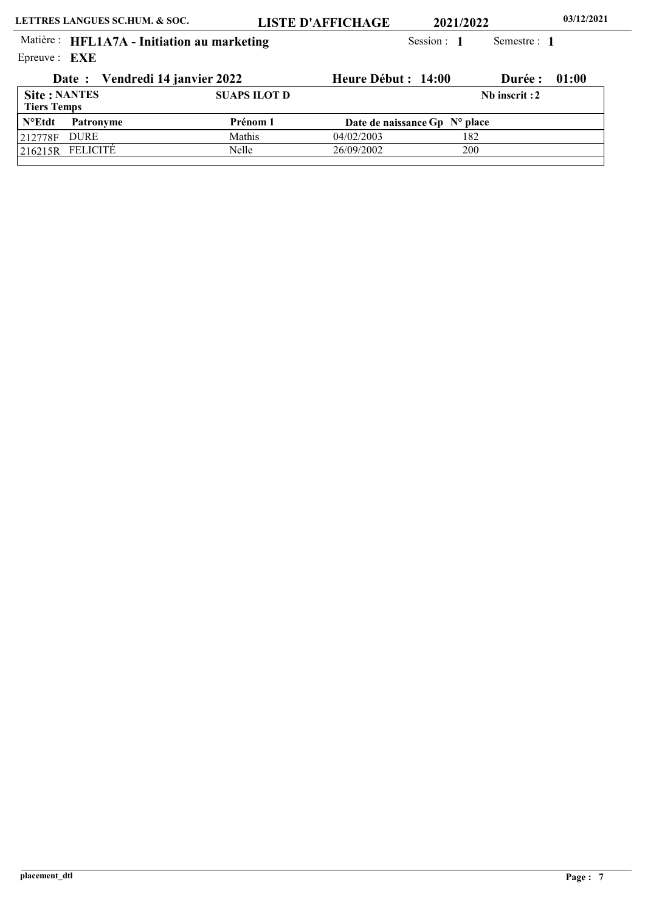**LETTRES LANGUES SC.HUM. & SOC.** **LISTE D'AFFICHAGE** **2021/2022** **03/12/2021**

Matière : **HFL1A7A - Initiation au marketing** Session : **1** Semestre : **1**

Epreuve : **EXE**

**Date : Vendredi 14 janvier 2022** **Heure Début : 14:00** **Durée : 01:00**

**Site : NANTES** **SUAPS ILOT D** **Nb inscrit : 2**

**Tiers Temps**

| N°Etdt | Patronyme | Prénom 1 | Date de naissance | Gp | N° place |
|---|---|---|---|---|---|
| 212778F | DURE | Mathis | 04/02/2003 | | 182 |
| 216215R | FELICITÉ | Nelle | 26/09/2002 | | 200 |

placement_dtl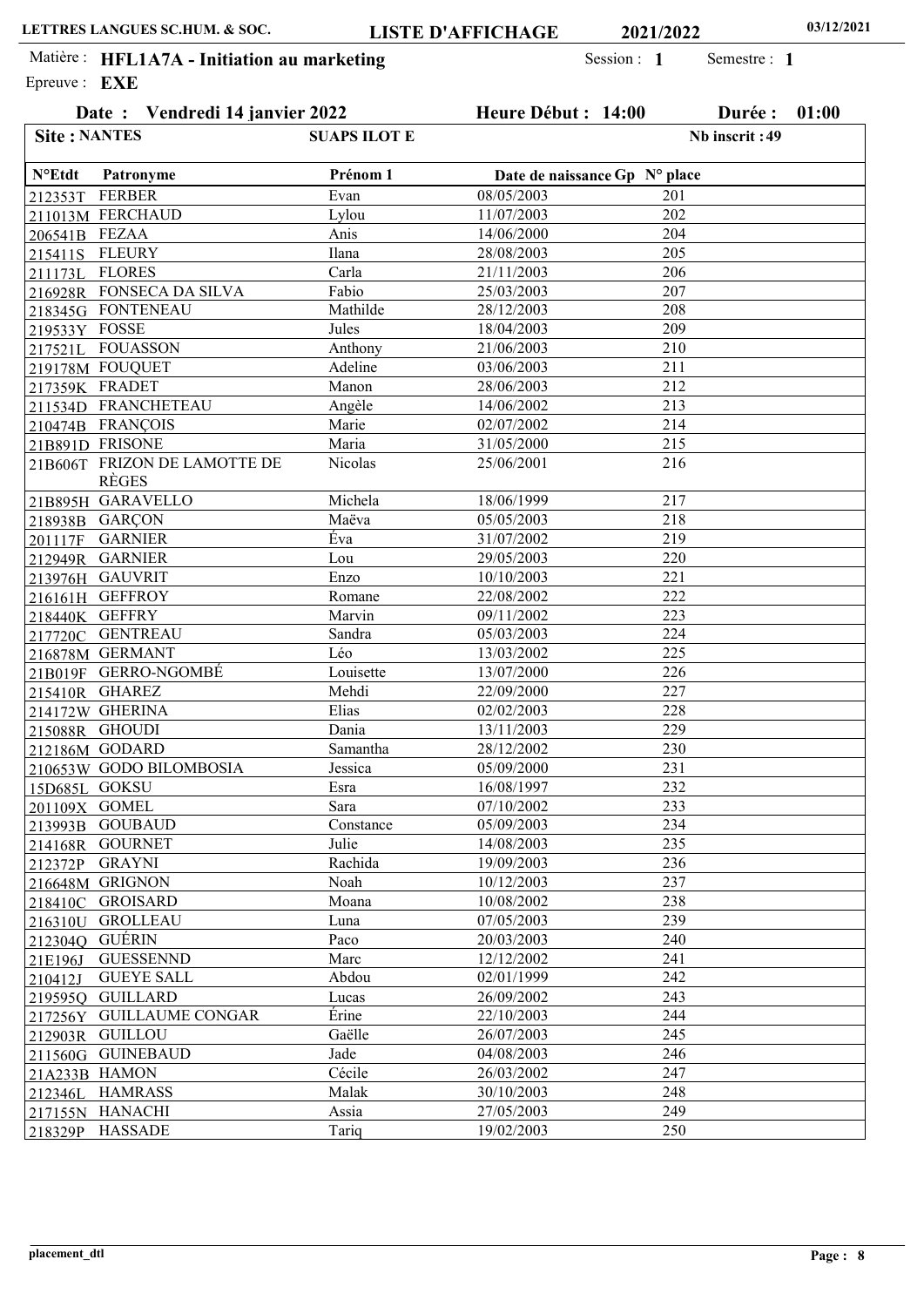LETTRES LANGUES SC.HUM. & SOC. — LISTE D'AFFICHAGE — 2021/2022 — 03/12/2021

Matière : **HFL1A7A - Initiation au marketing** Session : **1** Semestre : **1**

Epreuve : **EXE**

**Date : Vendredi 14 janvier 2022** **Heure Début : 14:00** **Durée : 01:00**

**Site : NANTES** **SUAPS ILOT E** **Nb inscrit : 49**

| N°Etdt | Patronyme | Prénom 1 | Date de naissance | Gp | N° place |
|---|---|---|---|---|---|
| 212353T | FERBER | Evan | 08/05/2003 | | 201 |
| 211013M | FERCHAUD | Lylou | 11/07/2003 | | 202 |
| 206541B | FEZAA | Anis | 14/06/2000 | | 204 |
| 215411S | FLEURY | Ilana | 28/08/2003 | | 205 |
| 211173L | FLORES | Carla | 21/11/2003 | | 206 |
| 216928R | FONSECA DA SILVA | Fabio | 25/03/2003 | | 207 |
| 218345G | FONTENEAU | Mathilde | 28/12/2003 | | 208 |
| 219533Y | FOSSE | Jules | 18/04/2003 | | 209 |
| 217521L | FOUASSON | Anthony | 21/06/2003 | | 210 |
| 219178M | FOUQUET | Adeline | 03/06/2003 | | 211 |
| 217359K | FRADET | Manon | 28/06/2003 | | 212 |
| 211534D | FRANCHETEAU | Angèle | 14/06/2002 | | 213 |
| 210474B | FRANÇOIS | Marie | 02/07/2002 | | 214 |
| 21B891D | FRISONE | Maria | 31/05/2000 | | 215 |
| 21B606T | FRIZON DE LAMOTTE DE RÈGES | Nicolas | 25/06/2001 | | 216 |
| 21B895H | GARAVELLO | Michela | 18/06/1999 | | 217 |
| 218938B | GARÇON | Maëva | 05/05/2003 | | 218 |
| 201117F | GARNIER | Éva | 31/07/2002 | | 219 |
| 212949R | GARNIER | Lou | 29/05/2003 | | 220 |
| 213976H | GAUVRIT | Enzo | 10/10/2003 | | 221 |
| 216161H | GEFFROY | Romane | 22/08/2002 | | 222 |
| 218440K | GEFFRY | Marvin | 09/11/2002 | | 223 |
| 217720C | GENTREAU | Sandra | 05/03/2003 | | 224 |
| 216878M | GERMANT | Léo | 13/03/2002 | | 225 |
| 21B019F | GERRO-NGOMBÉ | Louisette | 13/07/2000 | | 226 |
| 215410R | GHAREZ | Mehdi | 22/09/2000 | | 227 |
| 214172W | GHERINA | Elias | 02/02/2003 | | 228 |
| 215088R | GHOUDI | Dania | 13/11/2003 | | 229 |
| 212186M | GODARD | Samantha | 28/12/2002 | | 230 |
| 210653W | GODO BILOMBOSIA | Jessica | 05/09/2000 | | 231 |
| 15D685L | GOKSU | Esra | 16/08/1997 | | 232 |
| 201109X | GOMEL | Sara | 07/10/2002 | | 233 |
| 213993B | GOUBAUD | Constance | 05/09/2003 | | 234 |
| 214168R | GOURNET | Julie | 14/08/2003 | | 235 |
| 212372P | GRAYNI | Rachida | 19/09/2003 | | 236 |
| 216648M | GRIGNON | Noah | 10/12/2003 | | 237 |
| 218410C | GROISARD | Moana | 10/08/2002 | | 238 |
| 216310U | GROLLEAU | Luna | 07/05/2003 | | 239 |
| 212304Q | GUÉRIN | Paco | 20/03/2003 | | 240 |
| 21E196J | GUESSENND | Marc | 12/12/2002 | | 241 |
| 210412J | GUEYE SALL | Abdou | 02/01/1999 | | 242 |
| 219595Q | GUILLARD | Lucas | 26/09/2002 | | 243 |
| 217256Y | GUILLAUME CONGAR | Érine | 22/10/2003 | | 244 |
| 212903R | GUILLOU | Gaëlle | 26/07/2003 | | 245 |
| 211560G | GUINEBAUD | Jade | 04/08/2003 | | 246 |
| 21A233B | HAMON | Cécile | 26/03/2002 | | 247 |
| 212346L | HAMRASS | Malak | 30/10/2003 | | 248 |
| 217155N | HANACHI | Assia | 27/05/2003 | | 249 |
| 218329P | HASSADE | Tariq | 19/02/2003 | | 250 |

placement_dtl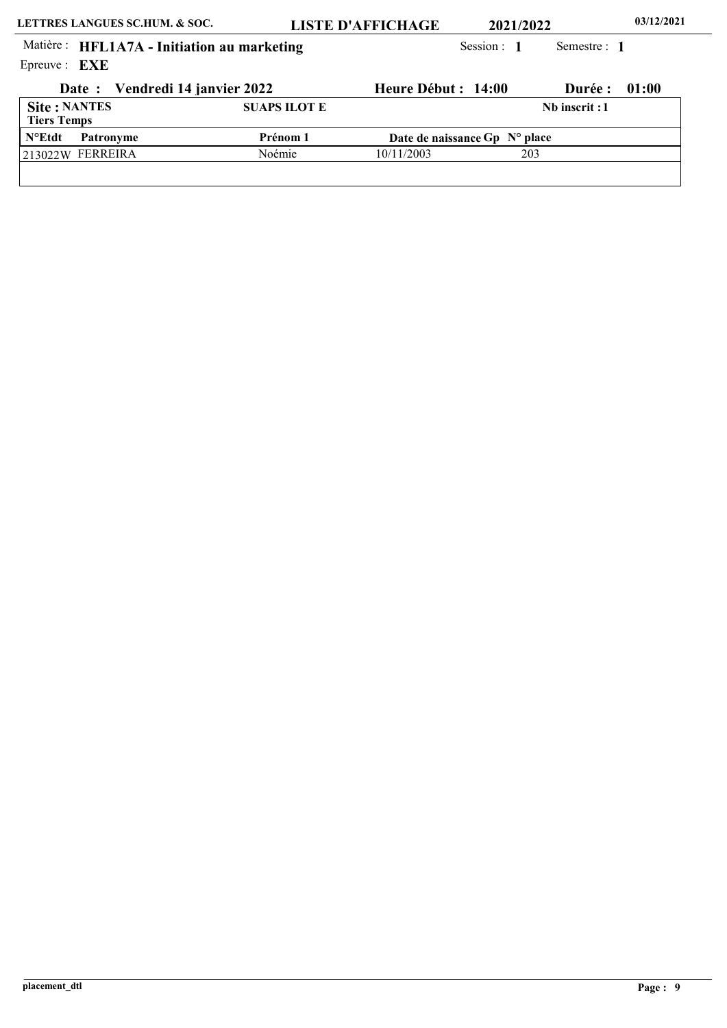LETTRES LANGUES SC.HUM. & SOC. — **LISTE D'AFFICHAGE** — 2021/2022 — 03/12/2021

Matière : **HFL1A7A - Initiation au marketing** Session : **1** Semestre : **1**

Epreuve : **EXE**

**Date : Vendredi 14 janvier 2022** **Heure Début : 14:00** **Durée : 01:00**

**Site : NANTES** **SUAPS ILOT E** **Nb inscrit : 1**

**Tiers Temps**

| N°Etdt | Patronyme | Prénom 1 | Date de naissance | Gp | N° place |
|---|---|---|---|---|---|
| 213022W | FERREIRA | Noémie | 10/11/2003 | | 203 |

placement_dtl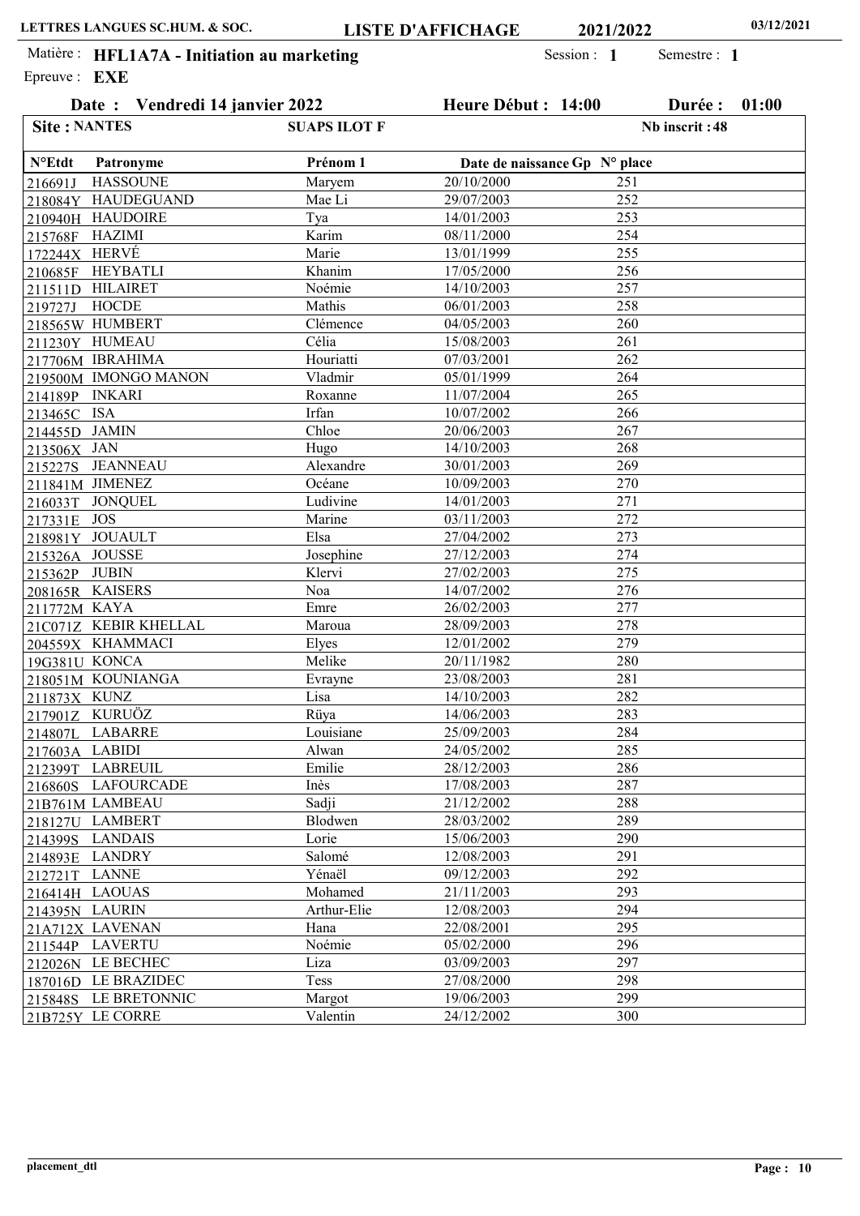LETTRES LANGUES SC.HUM. & SOC. **LISTE D'AFFICHAGE** **2021/2022** 03/12/2021

Matière : **HFL1A7A - Initiation au marketing** Session : **1** Semestre : **1**

Epreuve : **EXE**

**Date : Vendredi 14 janvier 2022** **Heure Début : 14:00** **Durée : 01:00**

**Site : NANTES** **SUAPS ILOT F** **Nb inscrit : 48**

| N°Etdt | Patronyme | Prénom 1 | Date de naissance | Gp | N° place |
|---|---|---|---|---|---|
| 216691J | HASSOUNE | Maryem | 20/10/2000 | | 251 |
| 218084Y | HAUDEGUAND | Mae Li | 29/07/2003 | | 252 |
| 210940H | HAUDOIRE | Tya | 14/01/2003 | | 253 |
| 215768F | HAZIMI | Karim | 08/11/2000 | | 254 |
| 172244X | HERVÉ | Marie | 13/01/1999 | | 255 |
| 210685F | HEYBATLI | Khanim | 17/05/2000 | | 256 |
| 211511D | HILAIRET | Noémie | 14/10/2003 | | 257 |
| 219727J | HOCDE | Mathis | 06/01/2003 | | 258 |
| 218565W | HUMBERT | Clémence | 04/05/2003 | | 260 |
| 211230Y | HUMEAU | Célia | 15/08/2003 | | 261 |
| 217706M | IBRAHIMA | Houriatti | 07/03/2001 | | 262 |
| 219500M | IMONGO MANON | Vladmir | 05/01/1999 | | 264 |
| 214189P | INKARI | Roxanne | 11/07/2004 | | 265 |
| 213465C | ISA | Irfan | 10/07/2002 | | 266 |
| 214455D | JAMIN | Chloe | 20/06/2003 | | 267 |
| 213506X | JAN | Hugo | 14/10/2003 | | 268 |
| 215227S | JEANNEAU | Alexandre | 30/01/2003 | | 269 |
| 211841M | JIMENEZ | Océane | 10/09/2003 | | 270 |
| 216033T | JONQUEL | Ludivine | 14/01/2003 | | 271 |
| 217331E | JOS | Marine | 03/11/2003 | | 272 |
| 218981Y | JOUAULT | Elsa | 27/04/2002 | | 273 |
| 215326A | JOUSSE | Josephine | 27/12/2003 | | 274 |
| 215362P | JUBIN | Klervi | 27/02/2003 | | 275 |
| 208165R | KAISERS | Noa | 14/07/2002 | | 276 |
| 211772M | KAYA | Emre | 26/02/2003 | | 277 |
| 21C071Z | KEBIR KHELLAL | Maroua | 28/09/2003 | | 278 |
| 204559X | KHAMMACI | Elyes | 12/01/2002 | | 279 |
| 19G381U | KONCA | Melike | 20/11/1982 | | 280 |
| 218051M | KOUNIANGA | Evrayne | 23/08/2003 | | 281 |
| 211873X | KUNZ | Lisa | 14/10/2003 | | 282 |
| 217901Z | KURUÖZ | Rüya | 14/06/2003 | | 283 |
| 214807L | LABARRE | Louisiane | 25/09/2003 | | 284 |
| 217603A | LABIDI | Alwan | 24/05/2002 | | 285 |
| 212399T | LABREUIL | Emilie | 28/12/2003 | | 286 |
| 216860S | LAFOURCADE | Inès | 17/08/2003 | | 287 |
| 21B761M | LAMBEAU | Sadji | 21/12/2002 | | 288 |
| 218127U | LAMBERT | Blodwen | 28/03/2002 | | 289 |
| 214399S | LANDAIS | Lorie | 15/06/2003 | | 290 |
| 214893E | LANDRY | Salomé | 12/08/2003 | | 291 |
| 212721T | LANNE | Yénaël | 09/12/2003 | | 292 |
| 216414H | LAOUAS | Mohamed | 21/11/2003 | | 293 |
| 214395N | LAURIN | Arthur-Elie | 12/08/2003 | | 294 |
| 21A712X | LAVENAN | Hana | 22/08/2001 | | 295 |
| 211544P | LAVERTU | Noémie | 05/02/2000 | | 296 |
| 212026N | LE BECHEC | Liza | 03/09/2003 | | 297 |
| 187016D | LE BRAZIDEC | Tess | 27/08/2000 | | 298 |
| 215848S | LE BRETONNIC | Margot | 19/06/2003 | | 299 |
| 21B725Y | LE CORRE | Valentin | 24/12/2002 | | 300 |

placement_dtl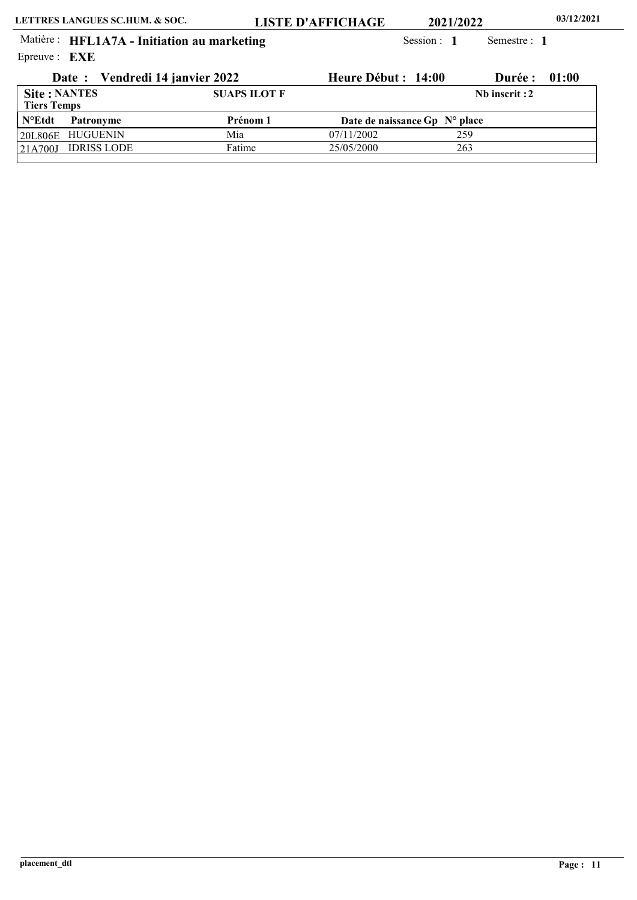LETTRES LANGUES SC.HUM. & SOC. **LISTE D'AFFICHAGE** **2021/2022** **03/12/2021**

Matière : **HFL1A7A - Initiation au marketing** Session : **1** Semestre : **1**

Epreuve : **EXE**

**Date : Vendredi 14 janvier 2022** **Heure Début : 14:00** **Durée : 01:00**

**Site : NANTES** **SUAPS ILOT F** **Nb inscrit : 2**

**Tiers Temps**

| N°Etdt | Patronyme | Prénom 1 | Date de naissance | Gp | N° place |
|---|---|---|---|---|---|
| 20L806E | HUGUENIN | Mia | 07/11/2002 | | 259 |
| 21A700J | IDRISS LODE | Fatime | 25/05/2000 | | 263 |

placement_dtl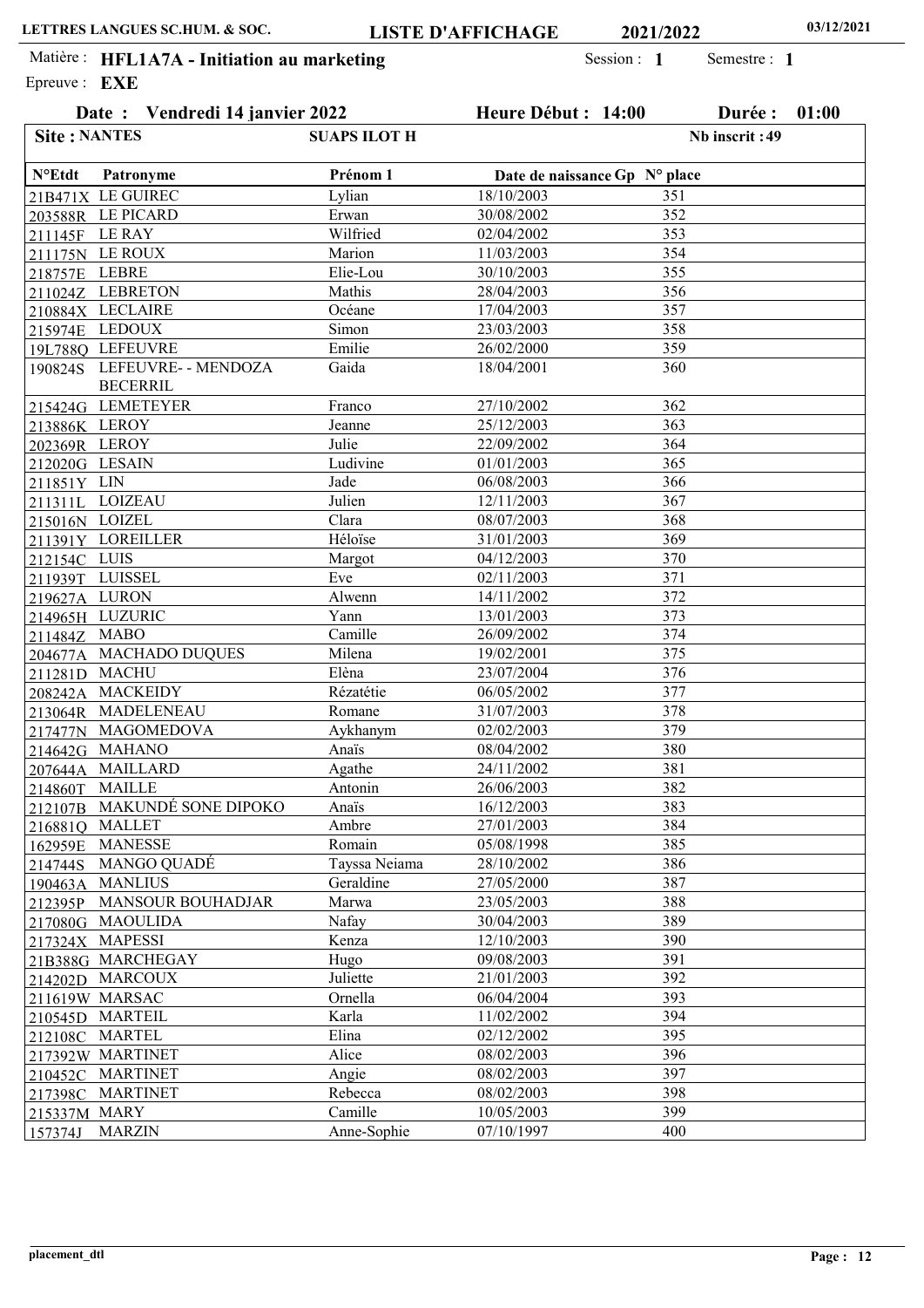LETTRES LANGUES SC.HUM. & SOC. **LISTE D'AFFICHAGE** **2021/2022** 03/12/2021

Matière : **HFL1A7A - Initiation au marketing** Session : **1** Semestre : **1**

Epreuve : **EXE**

**Date : Vendredi 14 janvier 2022** **Heure Début : 14:00** **Durée : 01:00**

**Site : NANTES** **SUAPS ILOT H** **Nb inscrit : 49**

| N°Etdt | Patronyme | Prénom 1 | Date de naissance | Gp | N° place |
|---|---|---|---|---|---|
| 21B471X | LE GUIREC | Lylian | 18/10/2003 | | 351 |
| 203588R | LE PICARD | Erwan | 30/08/2002 | | 352 |
| 211145F | LE RAY | Wilfried | 02/04/2002 | | 353 |
| 211175N | LE ROUX | Marion | 11/03/2003 | | 354 |
| 218757E | LEBRE | Elie-Lou | 30/10/2003 | | 355 |
| 211024Z | LEBRETON | Mathis | 28/04/2003 | | 356 |
| 210884X | LECLAIRE | Océane | 17/04/2003 | | 357 |
| 215974E | LEDOUX | Simon | 23/03/2003 | | 358 |
| 19L788Q | LEFEUVRE | Emilie | 26/02/2000 | | 359 |
| 190824S | LEFEUVRE- - MENDOZA BECERRIL | Gaida | 18/04/2001 | | 360 |
| 215424G | LEMETEYER | Franco | 27/10/2002 | | 362 |
| 213886K | LEROY | Jeanne | 25/12/2003 | | 363 |
| 202369R | LEROY | Julie | 22/09/2002 | | 364 |
| 212020G | LESAIN | Ludivine | 01/01/2003 | | 365 |
| 211851Y | LIN | Jade | 06/08/2003 | | 366 |
| 211311L | LOIZEAU | Julien | 12/11/2003 | | 367 |
| 215016N | LOIZEL | Clara | 08/07/2003 | | 368 |
| 211391Y | LOREILLER | Héloïse | 31/01/2003 | | 369 |
| 212154C | LUIS | Margot | 04/12/2003 | | 370 |
| 211939T | LUISSEL | Eve | 02/11/2003 | | 371 |
| 219627A | LURON | Alwenn | 14/11/2002 | | 372 |
| 214965H | LUZURIC | Yann | 13/01/2003 | | 373 |
| 211484Z | MABO | Camille | 26/09/2002 | | 374 |
| 204677A | MACHADO DUQUES | Milena | 19/02/2001 | | 375 |
| 211281D | MACHU | Elèna | 23/07/2004 | | 376 |
| 208242A | MACKEIDY | Rézatétie | 06/05/2002 | | 377 |
| 213064R | MADELENEAU | Romane | 31/07/2003 | | 378 |
| 217477N | MAGOMEDOVA | Aykhanym | 02/02/2003 | | 379 |
| 214642G | MAHANO | Anaïs | 08/04/2002 | | 380 |
| 207644A | MAILLARD | Agathe | 24/11/2002 | | 381 |
| 214860T | MAILLE | Antonin | 26/06/2003 | | 382 |
| 212107B | MAKUNDÉ SONE DIPOKO | Anaïs | 16/12/2003 | | 383 |
| 216881Q | MALLET | Ambre | 27/01/2003 | | 384 |
| 162959E | MANESSE | Romain | 05/08/1998 | | 385 |
| 214744S | MANGO QUADÉ | Tayssa Neiama | 28/10/2002 | | 386 |
| 190463A | MANLIUS | Geraldine | 27/05/2000 | | 387 |
| 212395P | MANSOUR BOUHADJAR | Marwa | 23/05/2003 | | 388 |
| 217080G | MAOULIDA | Nafay | 30/04/2003 | | 389 |
| 217324X | MAPESSI | Kenza | 12/10/2003 | | 390 |
| 21B388G | MARCHEGAY | Hugo | 09/08/2003 | | 391 |
| 214202D | MARCOUX | Juliette | 21/01/2003 | | 392 |
| 211619W | MARSAC | Ornella | 06/04/2004 | | 393 |
| 210545D | MARTEIL | Karla | 11/02/2002 | | 394 |
| 212108C | MARTEL | Elina | 02/12/2002 | | 395 |
| 217392W | MARTINET | Alice | 08/02/2003 | | 396 |
| 210452C | MARTINET | Angie | 08/02/2003 | | 397 |
| 217398C | MARTINET | Rebecca | 08/02/2003 | | 398 |
| 215337M | MARY | Camille | 10/05/2003 | | 399 |
| 157374J | MARZIN | Anne-Sophie | 07/10/1997 | | 400 |

placement_dtl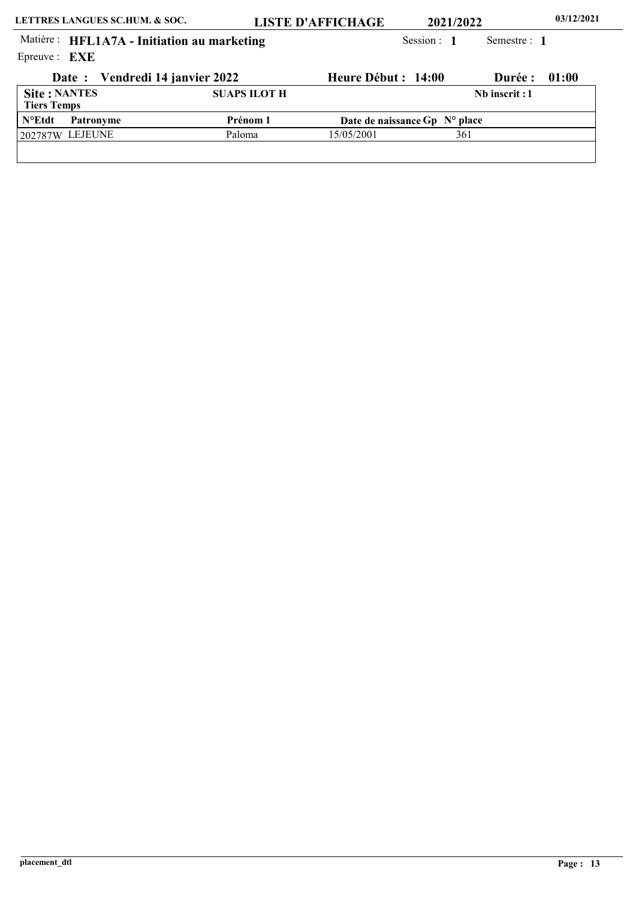**LETTRES LANGUES SC.HUM. & SOC.** **LISTE D'AFFICHAGE** **2021/2022** **03/12/2021**

Matière : **HFL1A7A - Initiation au marketing** Session : **1** Semestre : **1**

Epreuve : **EXE**

**Date : Vendredi 14 janvier 2022** **Heure Début : 14:00** **Durée : 01:00**

**Site : NANTES** **SUAPS ILOT H** **Nb inscrit : 1**

**Tiers Temps**

| N°Etdt | Patronyme | Prénom 1 | Date de naissance | Gp | N° place |
|---|---|---|---|---|---|
| 202787W | LEJEUNE | Paloma | 15/05/2001 | | 361 |

placement_dtl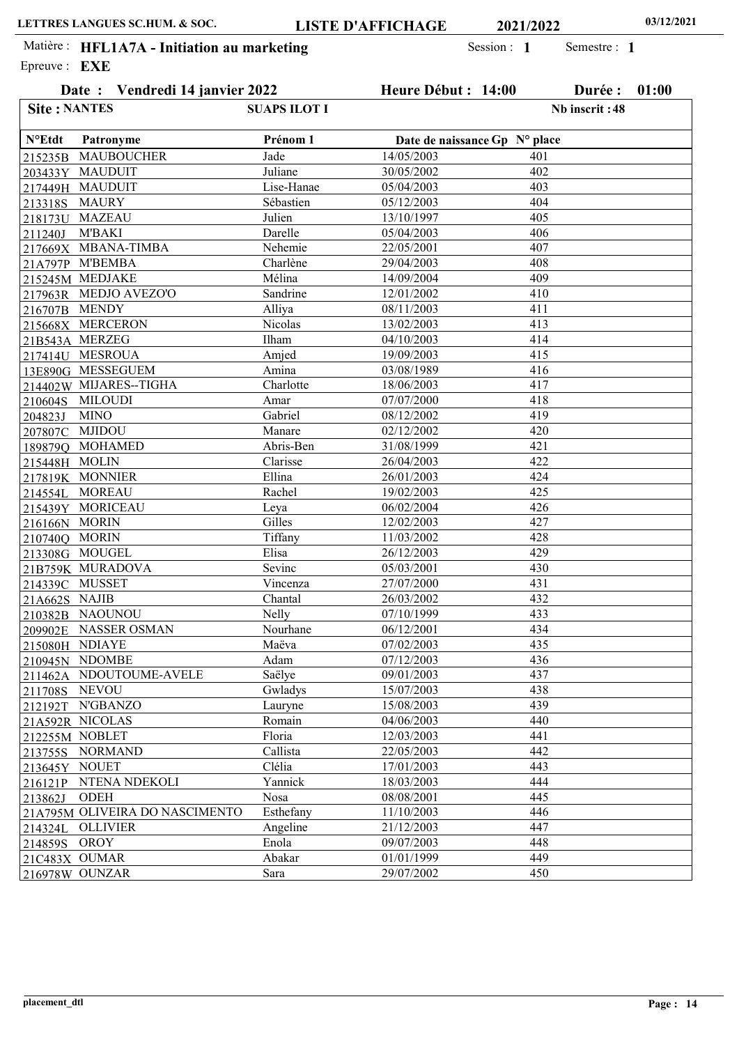LETTRES LANGUES SC.HUM. & SOC. **LISTE D'AFFICHAGE** **2021/2022** 03/12/2021

Matière : **HFL1A7A - Initiation au marketing** Session : **1** Semestre : **1**

Epreuve : **EXE**

**Date : Vendredi 14 janvier 2022** **Heure Début : 14:00** **Durée : 01:00**

**Site : NANTES** **SUAPS ILOT I** **Nb inscrit : 48**

| N°Etdt | Patronyme | Prénom 1 | Date de naissance | Gp | N° place |
|---|---|---|---|---|---|
| 215235B | MAUBOUCHER | Jade | 14/05/2003 | | 401 |
| 203433Y | MAUDUIT | Juliane | 30/05/2002 | | 402 |
| 217449H | MAUDUIT | Lise-Hanae | 05/04/2003 | | 403 |
| 213318S | MAURY | Sébastien | 05/12/2003 | | 404 |
| 218173U | MAZEAU | Julien | 13/10/1997 | | 405 |
| 211240J | M'BAKI | Darelle | 05/04/2003 | | 406 |
| 217669X | MBANA-TIMBA | Nehemie | 22/05/2001 | | 407 |
| 21A797P | M'BEMBA | Charlène | 29/04/2003 | | 408 |
| 215245M | MEDJAKE | Mélina | 14/09/2004 | | 409 |
| 217963R | MEDJO AVEZO'O | Sandrine | 12/01/2002 | | 410 |
| 216707B | MENDY | Alliya | 08/11/2003 | | 411 |
| 215668X | MERCERON | Nicolas | 13/02/2003 | | 413 |
| 21B543A | MERZEG | Ilham | 04/10/2003 | | 414 |
| 217414U | MESROUA | Amjed | 19/09/2003 | | 415 |
| 13E890G | MESSEGUEM | Amina | 03/08/1989 | | 416 |
| 214402W | MIJARES--TIGHA | Charlotte | 18/06/2003 | | 417 |
| 210604S | MILOUDI | Amar | 07/07/2000 | | 418 |
| 204823J | MINO | Gabriel | 08/12/2002 | | 419 |
| 207807C | MJIDOU | Manare | 02/12/2002 | | 420 |
| 189879Q | MOHAMED | Abris-Ben | 31/08/1999 | | 421 |
| 215448H | MOLIN | Clarisse | 26/04/2003 | | 422 |
| 217819K | MONNIER | Ellina | 26/01/2003 | | 424 |
| 214554L | MOREAU | Rachel | 19/02/2003 | | 425 |
| 215439Y | MORICEAU | Leya | 06/02/2004 | | 426 |
| 216166N | MORIN | Gilles | 12/02/2003 | | 427 |
| 210740Q | MORIN | Tiffany | 11/03/2002 | | 428 |
| 213308G | MOUGEL | Elisa | 26/12/2003 | | 429 |
| 21B759K | MURADOVA | Sevinc | 05/03/2001 | | 430 |
| 214339C | MUSSET | Vincenza | 27/07/2000 | | 431 |
| 21A662S | NAJIB | Chantal | 26/03/2002 | | 432 |
| 210382B | NAOUNOU | Nelly | 07/10/1999 | | 433 |
| 209902E | NASSER OSMAN | Nourhane | 06/12/2001 | | 434 |
| 215080H | NDIAYE | Maëva | 07/02/2003 | | 435 |
| 210945N | NDOMBE | Adam | 07/12/2003 | | 436 |
| 211462A | NDOUTOUME-AVELE | Saëlye | 09/01/2003 | | 437 |
| 211708S | NEVOU | Gwladys | 15/07/2003 | | 438 |
| 212192T | N'GBANZO | Lauryne | 15/08/2003 | | 439 |
| 21A592R | NICOLAS | Romain | 04/06/2003 | | 440 |
| 212255M | NOBLET | Floria | 12/03/2003 | | 441 |
| 213755S | NORMAND | Callista | 22/05/2003 | | 442 |
| 213645Y | NOUET | Clélia | 17/01/2003 | | 443 |
| 216121P | NTENA NDEKOLI | Yannick | 18/03/2003 | | 444 |
| 213862J | ODEH | Nosa | 08/08/2001 | | 445 |
| 21A795M | OLIVEIRA DO NASCIMENTO | Esthefany | 11/10/2003 | | 446 |
| 214324L | OLLIVIER | Angeline | 21/12/2003 | | 447 |
| 214859S | OROY | Enola | 09/07/2003 | | 448 |
| 21C483X | OUMAR | Abakar | 01/01/1999 | | 449 |
| 216978W | OUNZAR | Sara | 29/07/2002 | | 450 |

placement_dtl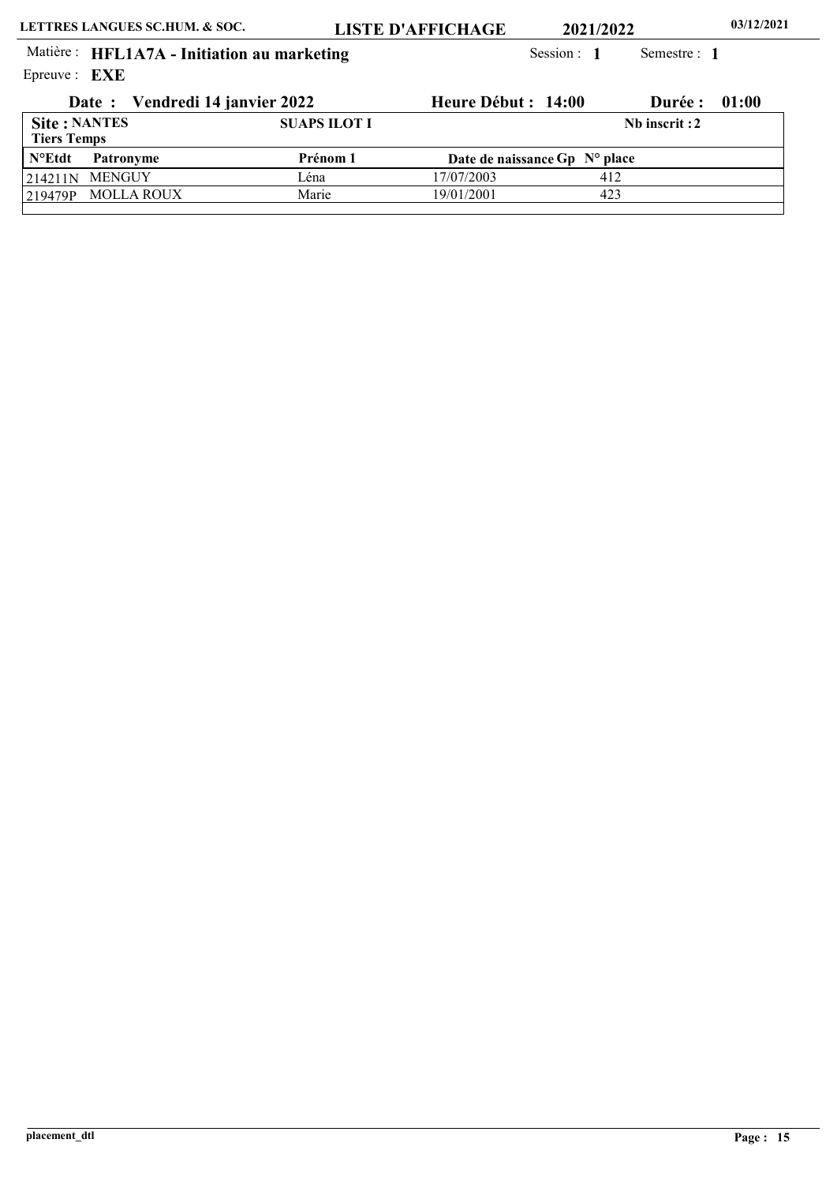LETTRES LANGUES SC.HUM. & SOC. **LISTE D'AFFICHAGE** **2021/2022** **03/12/2021**

Matière : **HFL1A7A - Initiation au marketing** Session : **1** Semestre : **1**

Epreuve : **EXE**

**Date : Vendredi 14 janvier 2022** **Heure Début : 14:00** **Durée : 01:00**

**Site : NANTES** **SUAPS ILOT I** **Nb inscrit : 2**

**Tiers Temps**

| N°Etdt | Patronyme | Prénom 1 | Date de naissance | Gp | N° place |
|---|---|---|---|---|---|
| 214211N | MENGUY | Léna | 17/07/2003 | | 412 |
| 219479P | MOLLA ROUX | Marie | 19/01/2001 | | 423 |

placement_dtl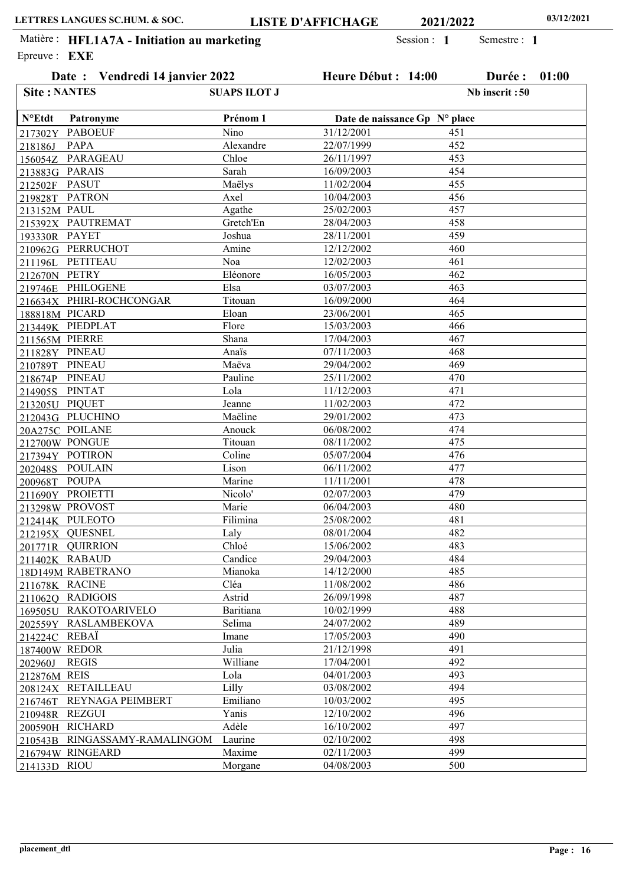LETTRES LANGUES SC.HUM. & SOC. — LISTE D'AFFICHAGE — 2021/2022 — 03/12/2021

Matière : **HFL1A7A - Initiation au marketing** — Session : **1** — Semestre : **1**

Epreuve : **EXE**

**Date : Vendredi 14 janvier 2022** — **Heure Début : 14:00** — **Durée : 01:00**

**Site : NANTES** — **SUAPS ILOT J** — **Nb inscrit : 50**

| N°Etdt | Patronyme | Prénom 1 | Date de naissance | Gp | N° place |
|---|---|---|---|---|---|
| 217302Y | PABOEUF | Nino | 31/12/2001 | | 451 |
| 218186J | PAPA | Alexandre | 22/07/1999 | | 452 |
| 156054Z | PARAGEAU | Chloe | 26/11/1997 | | 453 |
| 213883G | PARAIS | Sarah | 16/09/2003 | | 454 |
| 212502F | PASUT | Maëlys | 11/02/2004 | | 455 |
| 219828T | PATRON | Axel | 10/04/2003 | | 456 |
| 213152M | PAUL | Agathe | 25/02/2003 | | 457 |
| 215392X | PAUTREMAT | Gretch'En | 28/04/2003 | | 458 |
| 193330R | PAYET | Joshua | 28/11/2001 | | 459 |
| 210962G | PERRUCHOT | Amine | 12/12/2002 | | 460 |
| 211196L | PETITEAU | Noa | 12/02/2003 | | 461 |
| 212670N | PETRY | Eléonore | 16/05/2003 | | 462 |
| 219746E | PHILOGENE | Elsa | 03/07/2003 | | 463 |
| 216634X | PHIRI-ROCHCONGAR | Titouan | 16/09/2000 | | 464 |
| 188818M | PICARD | Eloan | 23/06/2001 | | 465 |
| 213449K | PIEDPLAT | Flore | 15/03/2003 | | 466 |
| 211565M | PIERRE | Shana | 17/04/2003 | | 467 |
| 211828Y | PINEAU | Anaïs | 07/11/2003 | | 468 |
| 210789T | PINEAU | Maëva | 29/04/2002 | | 469 |
| 218674P | PINEAU | Pauline | 25/11/2002 | | 470 |
| 214905S | PINTAT | Lola | 11/12/2003 | | 471 |
| 213205U | PIQUET | Jeanne | 11/02/2003 | | 472 |
| 212043G | PLUCHINO | Maëline | 29/01/2002 | | 473 |
| 20A275C | POILANE | Anouck | 06/08/2002 | | 474 |
| 212700W | PONGUE | Titouan | 08/11/2002 | | 475 |
| 217394Y | POTIRON | Coline | 05/07/2004 | | 476 |
| 202048S | POULAIN | Lison | 06/11/2002 | | 477 |
| 200968T | POUPA | Marine | 11/11/2001 | | 478 |
| 211690Y | PROIETTI | Nicolo' | 02/07/2003 | | 479 |
| 213298W | PROVOST | Marie | 06/04/2003 | | 480 |
| 212414K | PULEOTO | Filimina | 25/08/2002 | | 481 |
| 212195X | QUESNEL | Laly | 08/01/2004 | | 482 |
| 201771R | QUIRRION | Chloé | 15/06/2002 | | 483 |
| 211402K | RABAUD | Candice | 29/04/2003 | | 484 |
| 18D149M | RABETRANO | Mianoka | 14/12/2000 | | 485 |
| 211678K | RACINE | Cléa | 11/08/2002 | | 486 |
| 211062Q | RADIGOIS | Astrid | 26/09/1998 | | 487 |
| 169505U | RAKOTOARIVELO | Baritiana | 10/02/1999 | | 488 |
| 202559Y | RASLAMBEKOVA | Selima | 24/07/2002 | | 489 |
| 214224C | REBAÏ | Imane | 17/05/2003 | | 490 |
| 187400W | REDOR | Julia | 21/12/1998 | | 491 |
| 202960J | REGIS | Williane | 17/04/2001 | | 492 |
| 212876M | REIS | Lola | 04/01/2003 | | 493 |
| 208124X | RETAILLEAU | Lilly | 03/08/2002 | | 494 |
| 216746T | REYNAGA PEIMBERT | Emiliano | 10/03/2002 | | 495 |
| 210948R | REZGUI | Yanis | 12/10/2002 | | 496 |
| 200590H | RICHARD | Adèle | 16/10/2002 | | 497 |
| 210543B | RINGASSAMY-RAMALINGOM | Laurine | 02/10/2002 | | 498 |
| 216794W | RINGEARD | Maxime | 02/11/2003 | | 499 |
| 214133D | RIOU | Morgane | 04/08/2003 | | 500 |

placement_dtl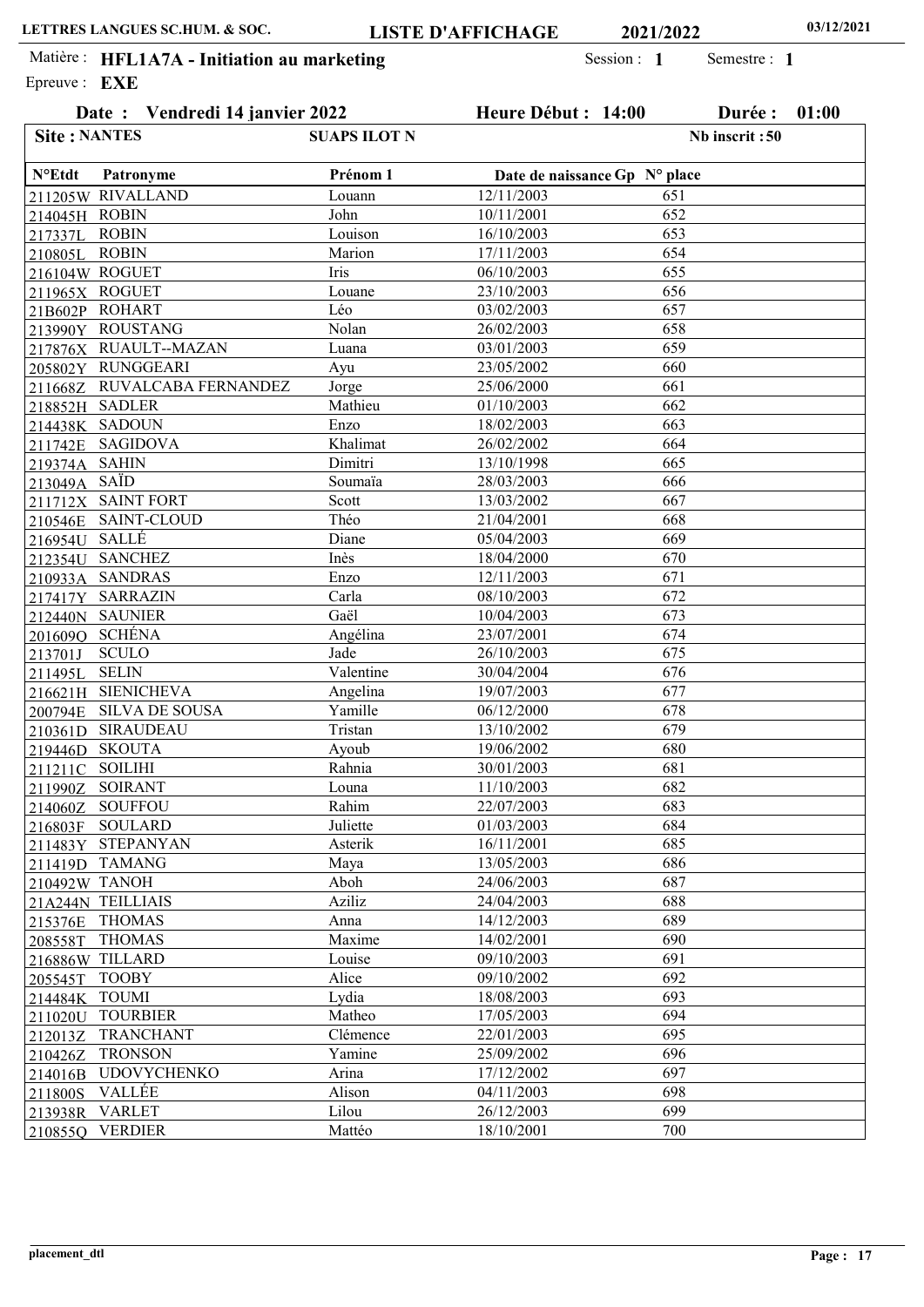LETTRES LANGUES SC.HUM. & SOC. **LISTE D'AFFICHAGE** **2021/2022** 03/12/2021

Matière : **HFL1A7A - Initiation au marketing** Session : **1** Semestre : **1**

Epreuve : **EXE**

**Date : Vendredi 14 janvier 2022** **Heure Début : 14:00** **Durée : 01:00**

**Site : NANTES** **SUAPS ILOT N** **Nb inscrit : 50**

| N°Etdt | Patronyme | Prénom 1 | Date de naissance | Gp | N° place |
|---|---|---|---|---|---|
| 211205W | RIVALLAND | Louann | 12/11/2003 | | 651 |
| 214045H | ROBIN | John | 10/11/2001 | | 652 |
| 217337L | ROBIN | Louison | 16/10/2003 | | 653 |
| 210805L | ROBIN | Marion | 17/11/2003 | | 654 |
| 216104W | ROGUET | Iris | 06/10/2003 | | 655 |
| 211965X | ROGUET | Louane | 23/10/2003 | | 656 |
| 21B602P | ROHART | Léo | 03/02/2003 | | 657 |
| 213990Y | ROUSTANG | Nolan | 26/02/2003 | | 658 |
| 217876X | RUAULT--MAZAN | Luana | 03/01/2003 | | 659 |
| 205802Y | RUNGGEARI | Ayu | 23/05/2002 | | 660 |
| 211668Z | RUVALCABA FERNANDEZ | Jorge | 25/06/2000 | | 661 |
| 218852H | SADLER | Mathieu | 01/10/2003 | | 662 |
| 214438K | SADOUN | Enzo | 18/02/2003 | | 663 |
| 211742E | SAGIDOVA | Khalimat | 26/02/2002 | | 664 |
| 219374A | SAHIN | Dimitri | 13/10/1998 | | 665 |
| 213049A | SAÏD | Soumaïa | 28/03/2003 | | 666 |
| 211712X | SAINT FORT | Scott | 13/03/2002 | | 667 |
| 210546E | SAINT-CLOUD | Théo | 21/04/2001 | | 668 |
| 216954U | SALLÉ | Diane | 05/04/2003 | | 669 |
| 212354U | SANCHEZ | Inès | 18/04/2000 | | 670 |
| 210933A | SANDRAS | Enzo | 12/11/2003 | | 671 |
| 217417Y | SARRAZIN | Carla | 08/10/2003 | | 672 |
| 212440N | SAUNIER | Gaël | 10/04/2003 | | 673 |
| 201609O | SCHÉNA | Angélina | 23/07/2001 | | 674 |
| 213701J | SCULO | Jade | 26/10/2003 | | 675 |
| 211495L | SELIN | Valentine | 30/04/2004 | | 676 |
| 216621H | SIENICHEVA | Angelina | 19/07/2003 | | 677 |
| 200794E | SILVA DE SOUSA | Yamille | 06/12/2000 | | 678 |
| 210361D | SIRAUDEAU | Tristan | 13/10/2002 | | 679 |
| 219446D | SKOUTA | Ayoub | 19/06/2002 | | 680 |
| 211211C | SOILIHI | Rahnia | 30/01/2003 | | 681 |
| 211990Z | SOIRANT | Louna | 11/10/2003 | | 682 |
| 214060Z | SOUFFOU | Rahim | 22/07/2003 | | 683 |
| 216803F | SOULARD | Juliette | 01/03/2003 | | 684 |
| 211483Y | STEPANYAN | Asterik | 16/11/2001 | | 685 |
| 211419D | TAMANG | Maya | 13/05/2003 | | 686 |
| 210492W | TANOH | Aboh | 24/06/2003 | | 687 |
| 21A244N | TEILLIAIS | Aziliz | 24/04/2003 | | 688 |
| 215376E | THOMAS | Anna | 14/12/2003 | | 689 |
| 208558T | THOMAS | Maxime | 14/02/2001 | | 690 |
| 216886W | TILLARD | Louise | 09/10/2003 | | 691 |
| 205545T | TOOBY | Alice | 09/10/2002 | | 692 |
| 214484K | TOUMI | Lydia | 18/08/2003 | | 693 |
| 211020U | TOURBIER | Matheo | 17/05/2003 | | 694 |
| 212013Z | TRANCHANT | Clémence | 22/01/2003 | | 695 |
| 210426Z | TRONSON | Yamine | 25/09/2002 | | 696 |
| 214016B | UDOVYCHENKO | Arina | 17/12/2002 | | 697 |
| 211800S | VALLÉE | Alison | 04/11/2003 | | 698 |
| 213938R | VARLET | Lilou | 26/12/2003 | | 699 |
| 210855Q | VERDIER | Mattéo | 18/10/2001 | | 700 |

placement_dtl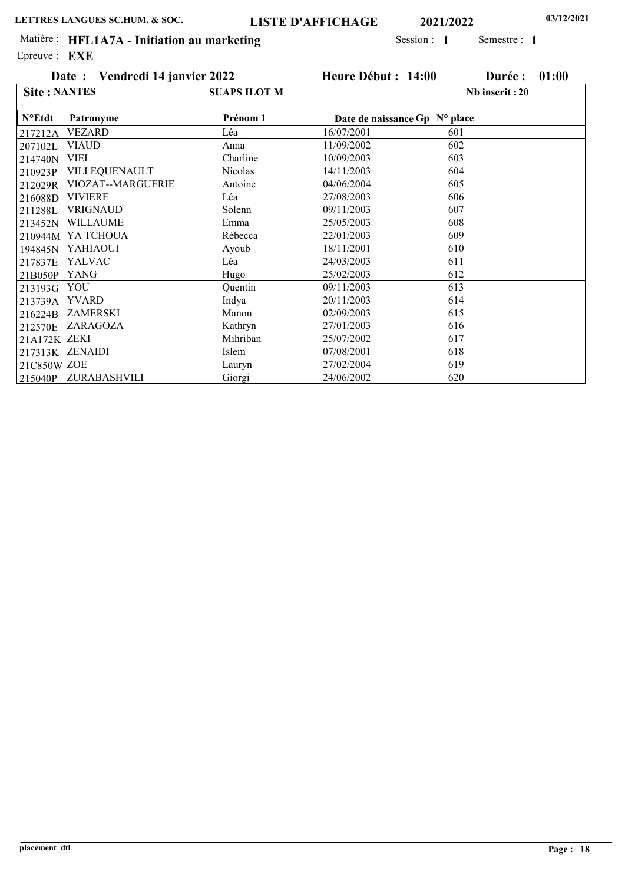LETTRES LANGUES SC.HUM. & SOC. — **LISTE D'AFFICHAGE** — **2021/2022** — 03/12/2021

Matière : **HFL1A7A - Initiation au marketing** — Session : **1** — Semestre : **1**

Epreuve : **EXE**

**Date : Vendredi 14 janvier 2022** — **Heure Début : 14:00** — **Durée : 01:00**

**Site : NANTES** — **SUAPS ILOT M** — **Nb inscrit : 20**

| N°Etdt | Patronyme | Prénom 1 | Date de naissance | Gp | N° place |
|---|---|---|---|---|---|
| 217212A | VEZARD | Léa | 16/07/2001 | | 601 |
| 207102L | VIAUD | Anna | 11/09/2002 | | 602 |
| 214740N | VIEL | Charline | 10/09/2003 | | 603 |
| 210923P | VILLEQUENAULT | Nicolas | 14/11/2003 | | 604 |
| 212029R | VIOZAT--MARGUERIE | Antoine | 04/06/2004 | | 605 |
| 216088D | VIVIERE | Léa | 27/08/2003 | | 606 |
| 211288L | VRIGNAUD | Solenn | 09/11/2003 | | 607 |
| 213452N | WILLAUME | Emma | 25/05/2003 | | 608 |
| 210944M | YA TCHOUA | Rébecca | 22/01/2003 | | 609 |
| 194845N | YAHIAOUI | Ayoub | 18/11/2001 | | 610 |
| 217837E | YALVAC | Léa | 24/03/2003 | | 611 |
| 21B050P | YANG | Hugo | 25/02/2003 | | 612 |
| 213193G | YOU | Quentin | 09/11/2003 | | 613 |
| 213739A | YVARD | Indya | 20/11/2003 | | 614 |
| 216224B | ZAMERSKI | Manon | 02/09/2003 | | 615 |
| 212570E | ZARAGOZA | Kathryn | 27/01/2003 | | 616 |
| 21A172K | ZEKI | Mihriban | 25/07/2002 | | 617 |
| 217313K | ZENAIDI | Islem | 07/08/2001 | | 618 |
| 21C850W | ZOE | Lauryn | 27/02/2004 | | 619 |
| 215040P | ZURABASHVILI | Giorgi | 24/06/2002 | | 620 |

placement_dtl